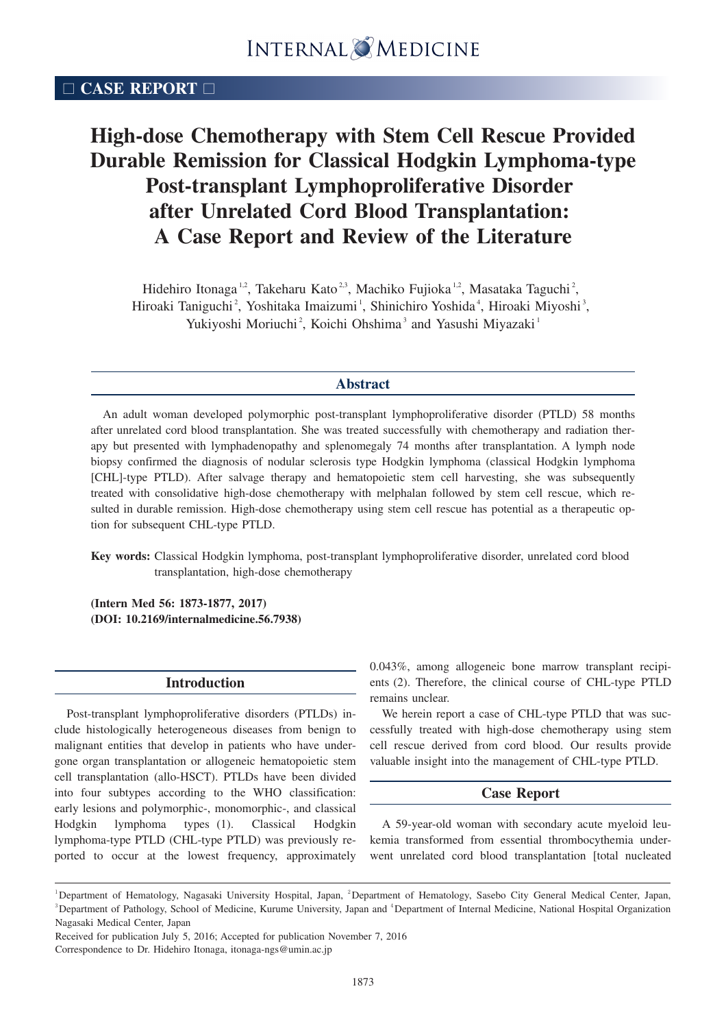□ CASE REPORT □

# High-dose Chemotherapy with Stem Cell Rescue Provided Durable Remission for Classical Hodgkin Lymphoma-type Post-transplant Lymphoproliferative Disorder after Unrelated Cord Blood Transplantation: A Case Report and Review of the Literature

Hidehiro Itonaga[1,2], Takeharu Kato[2,3], Machiko Fujioka[1,2], Masataka Taguchi[2], Hiroaki Taniguchi[2], Yoshitaka Imaizumi[1], Shinichiro Yoshida[4], Hiroaki Miyoshi[3], Yukiyoshi Moriuchi[2], Koichi Ohshima[3] and Yasushi Miyazaki[1]

## Abstract

An adult woman developed polymorphic post-transplant lymphoproliferative disorder (PTLD) 58 months after unrelated cord blood transplantation. She was treated successfully with chemotherapy and radiation therapy but presented with lymphadenopathy and splenomegaly 74 months after transplantation. A lymph node biopsy confirmed the diagnosis of nodular sclerosis type Hodgkin lymphoma (classical Hodgkin lymphoma [CHL]-type PTLD). After salvage therapy and hematopoietic stem cell harvesting, she was subsequently treated with consolidative high-dose chemotherapy with melphalan followed by stem cell rescue, which resulted in durable remission. High-dose chemotherapy using stem cell rescue has potential as a therapeutic option for subsequent CHL-type PTLD.

**Key words:** Classical Hodgkin lymphoma, post-transplant lymphoproliferative disorder, unrelated cord blood transplantation, high-dose chemotherapy

**(Intern Med 56: 1873-1877, 2017)**
**(DOI: 10.2169/internalmedicine.56.7938)**

## Introduction

Post-transplant lymphoproliferative disorders (PTLDs) include histologically heterogeneous diseases from benign to malignant entities that develop in patients who have undergone organ transplantation or allogeneic hematopoietic stem cell transplantation (allo-HSCT). PTLDs have been divided into four subtypes according to the WHO classification: early lesions and polymorphic-, monomorphic-, and classical Hodgkin lymphoma types (1). Classical Hodgkin lymphoma-type PTLD (CHL-type PTLD) was previously reported to occur at the lowest frequency, approximately 0.043%, among allogeneic bone marrow transplant recipients (2). Therefore, the clinical course of CHL-type PTLD remains unclear.

We herein report a case of CHL-type PTLD that was successfully treated with high-dose chemotherapy using stem cell rescue derived from cord blood. Our results provide valuable insight into the management of CHL-type PTLD.

## Case Report

A 59-year-old woman with secondary acute myeloid leukemia transformed from essential thrombocythemia underwent unrelated cord blood transplantation [total nucleated

[1]Department of Hematology, Nagasaki University Hospital, Japan, [2]Department of Hematology, Sasebo City General Medical Center, Japan, [3]Department of Pathology, School of Medicine, Kurume University, Japan and [4]Department of Internal Medicine, National Hospital Organization Nagasaki Medical Center, Japan

Received for publication July 5, 2016; Accepted for publication November 7, 2016

Correspondence to Dr. Hidehiro Itonaga, itonaga-ngs@umin.ac.jp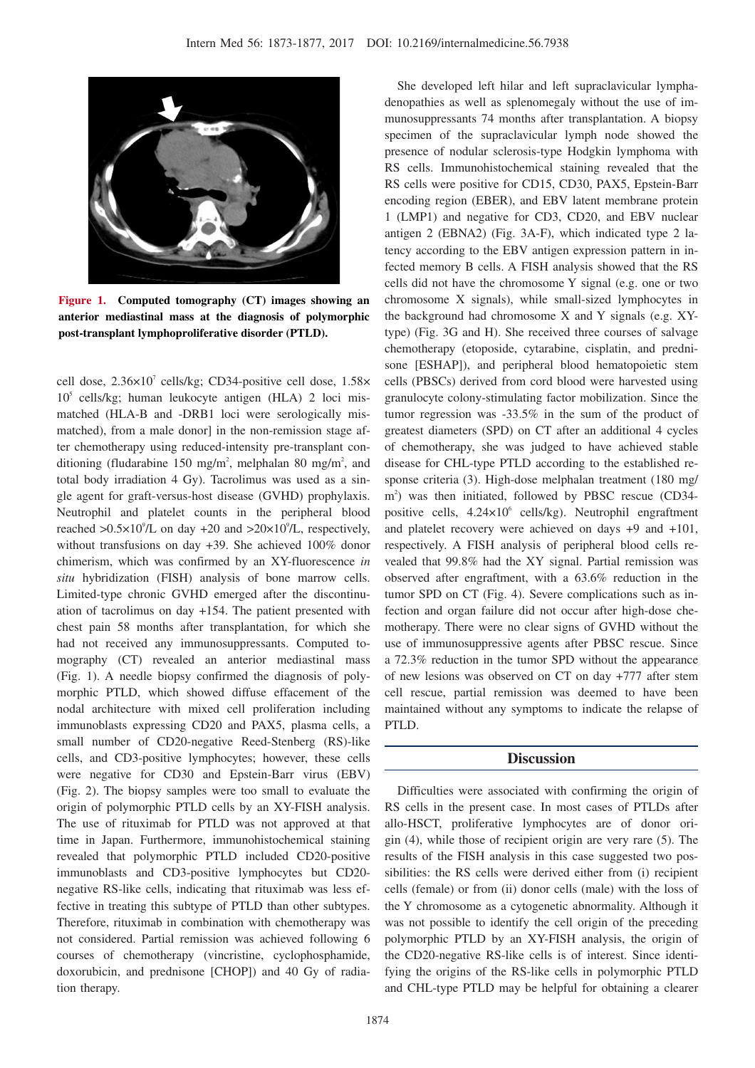**Figure 1. Computed tomography (CT) images showing an anterior mediastinal mass at the diagnosis of polymorphic post-transplant lymphoproliferative disorder (PTLD).**

cell dose, $2.36\times10^{7}$ cells/kg; CD34-positive cell dose, $1.58\times10^{5}$ cells/kg; human leukocyte antigen (HLA) 2 loci mismatched (HLA-B and -DRB1 loci were serologically mismatched), from a male donor] in the non-remission stage after chemotherapy using reduced-intensity pre-transplant conditioning (fludarabine 150 mg/m$^2$, melphalan 80 mg/m$^2$, and total body irradiation 4 Gy). Tacrolimus was used as a single agent for graft-versus-host disease (GVHD) prophylaxis. Neutrophil and platelet counts in the peripheral blood reached $>0.5\times10^{9}$/L on day +20 and $>20\times10^{9}$/L, respectively, without transfusions on day +39. She achieved 100% donor chimerism, which was confirmed by an XY-fluorescence *in situ* hybridization (FISH) analysis of bone marrow cells. Limited-type chronic GVHD emerged after the discontinuation of tacrolimus on day +154. The patient presented with chest pain 58 months after transplantation, for which she had not received any immunosuppressants. Computed tomography (CT) revealed an anterior mediastinal mass (Fig. 1). A needle biopsy confirmed the diagnosis of polymorphic PTLD, which showed diffuse effacement of the nodal architecture with mixed cell proliferation including immunoblasts expressing CD20 and PAX5, plasma cells, a small number of CD20-negative Reed-Stenberg (RS)-like cells, and CD3-positive lymphocytes; however, these cells were negative for CD30 and Epstein-Barr virus (EBV) (Fig. 2). The biopsy samples were too small to evaluate the origin of polymorphic PTLD cells by an XY-FISH analysis. The use of rituximab for PTLD was not approved at that time in Japan. Furthermore, immunohistochemical staining revealed that polymorphic PTLD included CD20-positive immunoblasts and CD3-positive lymphocytes but CD20-negative RS-like cells, indicating that rituximab was less effective in treating this subtype of PTLD than other subtypes. Therefore, rituximab in combination with chemotherapy was not considered. Partial remission was achieved following 6 courses of chemotherapy (vincristine, cyclophosphamide, doxorubicin, and prednisone [CHOP]) and 40 Gy of radiation therapy.

She developed left hilar and left supraclavicular lymphadenopathies as well as splenomegaly without the use of immunosuppressants 74 months after transplantation. A biopsy specimen of the supraclavicular lymph node showed the presence of nodular sclerosis-type Hodgkin lymphoma with RS cells. Immunohistochemical staining revealed that the RS cells were positive for CD15, CD30, PAX5, Epstein-Barr encoding region (EBER), and EBV latent membrane protein 1 (LMP1) and negative for CD3, CD20, and EBV nuclear antigen 2 (EBNA2) (Fig. 3A-F), which indicated type 2 latency according to the EBV antigen expression pattern in infected memory B cells. A FISH analysis showed that the RS cells did not have the chromosome Y signal (e.g. one or two chromosome X signals), while small-sized lymphocytes in the background had chromosome X and Y signals (e.g. XY-type) (Fig. 3G and H). She received three courses of salvage chemotherapy (etoposide, cytarabine, cisplatin, and prednisone [ESHAP]), and peripheral blood hematopoietic stem cells (PBSCs) derived from cord blood were harvested using granulocyte colony-stimulating factor mobilization. Since the tumor regression was -33.5% in the sum of the product of greatest diameters (SPD) on CT after an additional 4 cycles of chemotherapy, she was judged to have achieved stable disease for CHL-type PTLD according to the established response criteria (3). High-dose melphalan treatment (180 mg/m$^2$) was then initiated, followed by PBSC rescue (CD34-positive cells, $4.24\times10^{6}$ cells/kg). Neutrophil engraftment and platelet recovery were achieved on days +9 and +101, respectively. A FISH analysis of peripheral blood cells revealed that 99.8% had the XY signal. Partial remission was observed after engraftment, with a 63.6% reduction in the tumor SPD on CT (Fig. 4). Severe complications such as infection and organ failure did not occur after high-dose chemotherapy. There were no clear signs of GVHD without the use of immunosuppressive agents after PBSC rescue. Since a 72.3% reduction in the tumor SPD without the appearance of new lesions was observed on CT on day +777 after stem cell rescue, partial remission was deemed to have been maintained without any symptoms to indicate the relapse of PTLD.

## Discussion

Difficulties were associated with confirming the origin of RS cells in the present case. In most cases of PTLDs after allo-HSCT, proliferative lymphocytes are of donor origin (4), while those of recipient origin are very rare (5). The results of the FISH analysis in this case suggested two possibilities: the RS cells were derived either from (i) recipient cells (female) or from (ii) donor cells (male) with the loss of the Y chromosome as a cytogenetic abnormality. Although it was not possible to identify the cell origin of the preceding polymorphic PTLD by an XY-FISH analysis, the origin of the CD20-negative RS-like cells is of interest. Since identifying the origins of the RS-like cells in polymorphic PTLD and CHL-type PTLD may be helpful for obtaining a clearer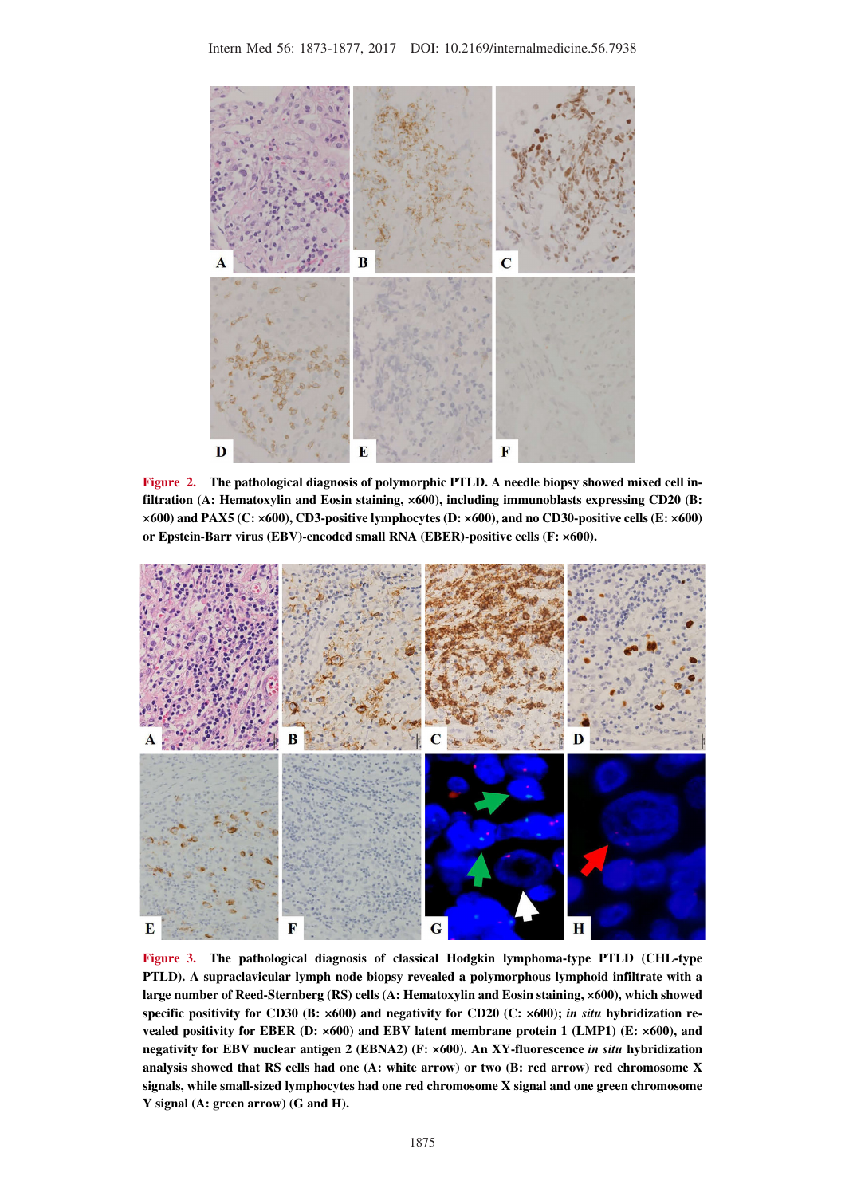**Figure 2.** The pathological diagnosis of polymorphic PTLD. A needle biopsy showed mixed cell infiltration (A: Hematoxylin and Eosin staining, ×600), including immunoblasts expressing CD20 (B: ×600) and PAX5 (C: ×600), CD3-positive lymphocytes (D: ×600), and no CD30-positive cells (E: ×600) or Epstein-Barr virus (EBV)-encoded small RNA (EBER)-positive cells (F: ×600).

**Figure 3.** The pathological diagnosis of classical Hodgkin lymphoma-type PTLD (CHL-type PTLD). A supraclavicular lymph node biopsy revealed a polymorphous lymphoid infiltrate with a large number of Reed-Sternberg (RS) cells (A: Hematoxylin and Eosin staining, ×600), which showed specific positivity for CD30 (B: ×600) and negativity for CD20 (C: ×600); *in situ* hybridization revealed positivity for EBER (D: ×600) and EBV latent membrane protein 1 (LMP1) (E: ×600), and negativity for EBV nuclear antigen 2 (EBNA2) (F: ×600). An XY-fluorescence *in situ* hybridization analysis showed that RS cells had one (A: white arrow) or two (B: red arrow) red chromosome X signals, while small-sized lymphocytes had one red chromosome X signal and one green chromosome Y signal (A: green arrow) (G and H).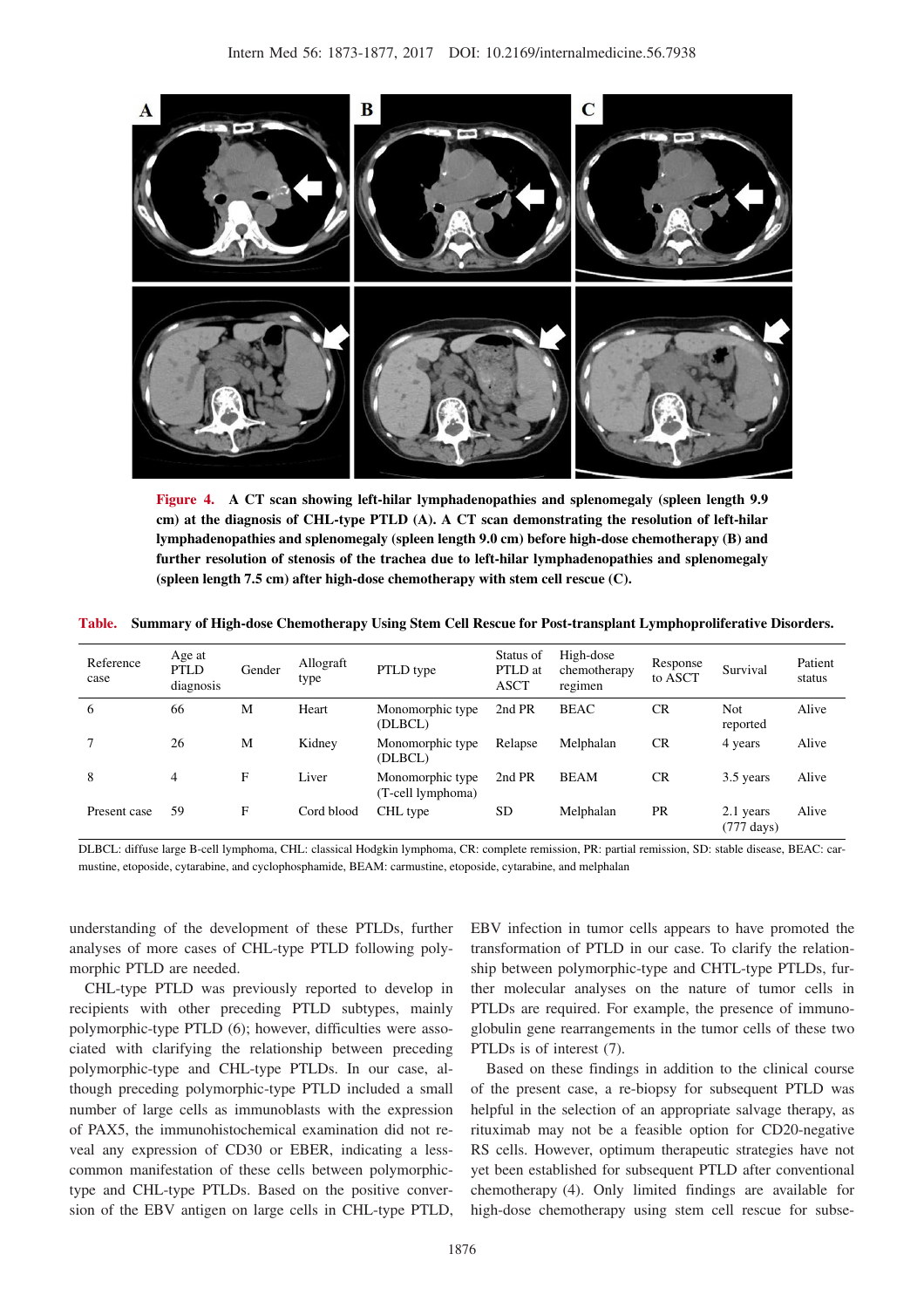**Figure 4.** A CT scan showing left-hilar lymphadenopathies and splenomegaly (spleen length 9.9 cm) at the diagnosis of CHL-type PTLD (A). A CT scan demonstrating the resolution of left-hilar lymphadenopathies and splenomegaly (spleen length 9.0 cm) before high-dose chemotherapy (B) and further resolution of stenosis of the trachea due to left-hilar lymphadenopathies and splenomegaly (spleen length 7.5 cm) after high-dose chemotherapy with stem cell rescue (C).

**Table.** Summary of High-dose Chemotherapy Using Stem Cell Rescue for Post-transplant Lymphoproliferative Disorders.

| Reference case | Age at PTLD diagnosis | Gender | Allograft type | PTLD type | Status of PTLD at ASCT | High-dose chemotherapy regimen | Response to ASCT | Survival | Patient status |
|---|---|---|---|---|---|---|---|---|---|
| 6 | 66 | M | Heart | Monomorphic type (DLBCL) | 2nd PR | BEAC | CR | Not reported | Alive |
| 7 | 26 | M | Kidney | Monomorphic type (DLBCL) | Relapse | Melphalan | CR | 4 years | Alive |
| 8 | 4 | F | Liver | Monomorphic type (T-cell lymphoma) | 2nd PR | BEAM | CR | 3.5 years | Alive |
| Present case | 59 | F | Cord blood | CHL type | SD | Melphalan | PR | 2.1 years (777 days) | Alive |

DLBCL: diffuse large B-cell lymphoma, CHL: classical Hodgkin lymphoma, CR: complete remission, PR: partial remission, SD: stable disease, BEAC: carmustine, etoposide, cytarabine, and cyclophosphamide, BEAM: carmustine, etoposide, cytarabine, and melphalan

understanding of the development of these PTLDs, further analyses of more cases of CHL-type PTLD following polymorphic PTLD are needed.

CHL-type PTLD was previously reported to develop in recipients with other preceding PTLD subtypes, mainly polymorphic-type PTLD (6); however, difficulties were associated with clarifying the relationship between preceding polymorphic-type and CHL-type PTLDs. In our case, although preceding polymorphic-type PTLD included a small number of large cells as immunoblasts with the expression of PAX5, the immunohistochemical examination did not reveal any expression of CD30 or EBER, indicating a less-common manifestation of these cells between polymorphic-type and CHL-type PTLDs. Based on the positive conversion of the EBV antigen on large cells in CHL-type PTLD, EBV infection in tumor cells appears to have promoted the transformation of PTLD in our case. To clarify the relationship between polymorphic-type and CHTL-type PTLDs, further molecular analyses on the nature of tumor cells in PTLDs are required. For example, the presence of immunoglobulin gene rearrangements in the tumor cells of these two PTLDs is of interest (7).

Based on these findings in addition to the clinical course of the present case, a re-biopsy for subsequent PTLD was helpful in the selection of an appropriate salvage therapy, as rituximab may not be a feasible option for CD20-negative RS cells. However, optimum therapeutic strategies have not yet been established for subsequent PTLD after conventional chemotherapy (4). Only limited findings are available for high-dose chemotherapy using stem cell rescue for subse-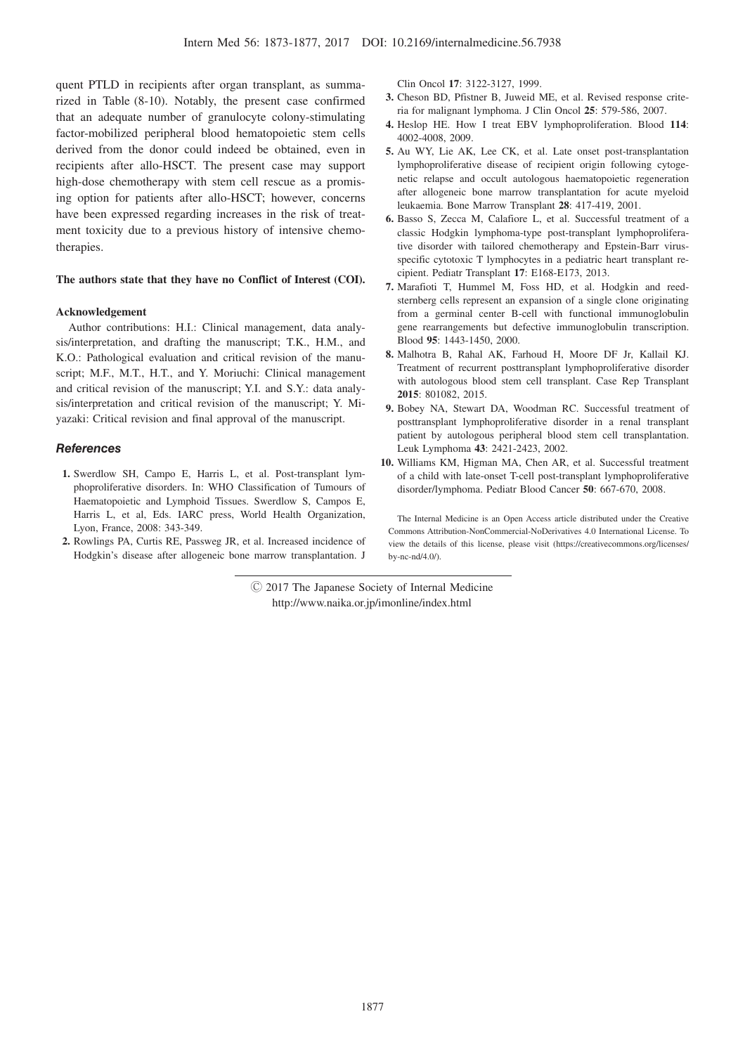quent PTLD in recipients after organ transplant, as summarized in Table (8-10). Notably, the present case confirmed that an adequate number of granulocyte colony-stimulating factor-mobilized peripheral blood hematopoietic stem cells derived from the donor could indeed be obtained, even in recipients after allo-HSCT. The present case may support high-dose chemotherapy with stem cell rescue as a promising option for patients after allo-HSCT; however, concerns have been expressed regarding increases in the risk of treatment toxicity due to a previous history of intensive chemotherapies.

**The authors state that they have no Conflict of Interest (COI).**

**Acknowledgement**

Author contributions: H.I.: Clinical management, data analysis/interpretation, and drafting the manuscript; T.K., H.M., and K.O.: Pathological evaluation and critical revision of the manuscript; M.F., M.T., H.T., and Y. Moriuchi: Clinical management and critical revision of the manuscript; Y.I. and S.Y.: data analysis/interpretation and critical revision of the manuscript; Y. Miyazaki: Critical revision and final approval of the manuscript.

## References

1. Swerdlow SH, Campo E, Harris L, et al. Post-transplant lymphoproliferative disorders. In: WHO Classification of Tumours of Haematopoietic and Lymphoid Tissues. Swerdlow S, Campos E, Harris L, et al, Eds. IARC press, World Health Organization, Lyon, France, 2008: 343-349.
2. Rowlings PA, Curtis RE, Passweg JR, et al. Increased incidence of Hodgkin's disease after allogeneic bone marrow transplantation. J Clin Oncol **17**: 3122-3127, 1999.
3. Cheson BD, Pfistner B, Juweid ME, et al. Revised response criteria for malignant lymphoma. J Clin Oncol **25**: 579-586, 2007.
4. Heslop HE. How I treat EBV lymphoproliferation. Blood **114**: 4002-4008, 2009.
5. Au WY, Lie AK, Lee CK, et al. Late onset post-transplantation lymphoproliferative disease of recipient origin following cytogenetic relapse and occult autologous haematopoietic regeneration after allogeneic bone marrow transplantation for acute myeloid leukaemia. Bone Marrow Transplant **28**: 417-419, 2001.
6. Basso S, Zecca M, Calafiore L, et al. Successful treatment of a classic Hodgkin lymphoma-type post-transplant lymphoproliferative disorder with tailored chemotherapy and Epstein-Barr virus-specific cytotoxic T lymphocytes in a pediatric heart transplant recipient. Pediatr Transplant **17**: E168-E173, 2013.
7. Marafioti T, Hummel M, Foss HD, et al. Hodgkin and reed-sternberg cells represent an expansion of a single clone originating from a germinal center B-cell with functional immunoglobulin gene rearrangements but defective immunoglobulin transcription. Blood **95**: 1443-1450, 2000.
8. Malhotra B, Rahal AK, Farhoud H, Moore DF Jr, Kallail KJ. Treatment of recurrent posttransplant lymphoproliferative disorder with autologous blood stem cell transplant. Case Rep Transplant **2015**: 801082, 2015.
9. Bobey NA, Stewart DA, Woodman RC. Successful treatment of posttransplant lymphoproliferative disorder in a renal transplant patient by autologous peripheral blood stem cell transplantation. Leuk Lymphoma **43**: 2421-2423, 2002.
10. Williams KM, Higman MA, Chen AR, et al. Successful treatment of a child with late-onset T-cell post-transplant lymphoproliferative disorder/lymphoma. Pediatr Blood Cancer **50**: 667-670, 2008.

The Internal Medicine is an Open Access article distributed under the Creative Commons Attribution-NonCommercial-NoDerivatives 4.0 International License. To view the details of this license, please visit (https://creativecommons.org/licenses/by-nc-nd/4.0/).

© 2017 The Japanese Society of Internal Medicine
http://www.naika.or.jp/imonline/index.html